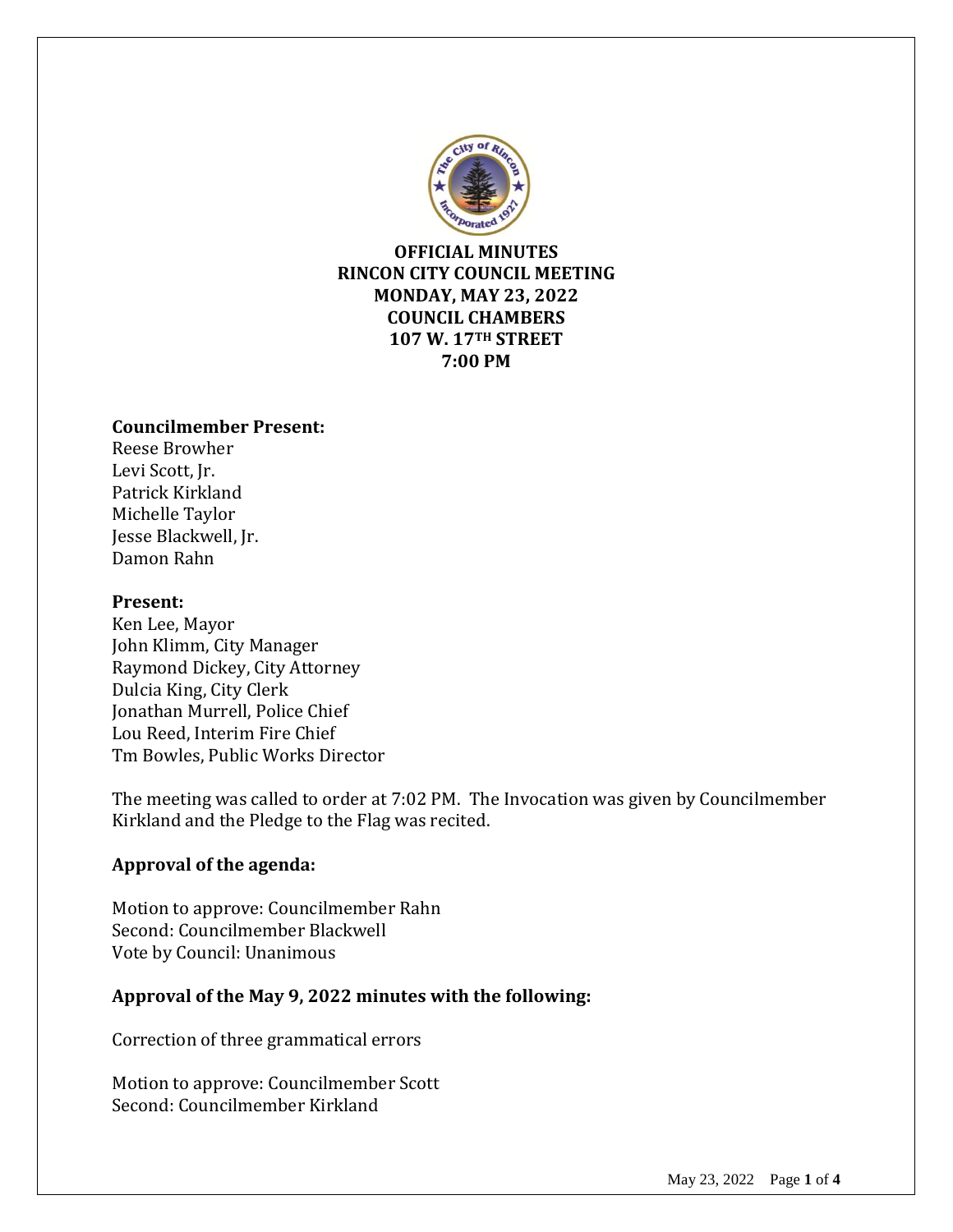# OFFICIAL MINUTES
# RINCON CITY COUNCIL MEETING
## MONDAY, MAY 23, 2022
## COUNCIL CHAMBERS
## 107 W. 17TH STREET
## 7:00 PM

**Councilmember Present:**
Reese Browher
Levi Scott, Jr.
Patrick Kirkland
Michelle Taylor
Jesse Blackwell, Jr.
Damon Rahn

**Present:**
Ken Lee, Mayor
John Klimm, City Manager
Raymond Dickey, City Attorney
Dulcia King, City Clerk
Jonathan Murrell, Police Chief
Lou Reed, Interim Fire Chief
Tm Bowles, Public Works Director

The meeting was called to order at 7:02 PM. The Invocation was given by Councilmember Kirkland and the Pledge to the Flag was recited.

**Approval of the agenda:**

Motion to approve: Councilmember Rahn
Second: Councilmember Blackwell
Vote by Council: Unanimous

**Approval of the May 9, 2022 minutes with the following:**

Correction of three grammatical errors

Motion to approve: Councilmember Scott
Second: Councilmember Kirkland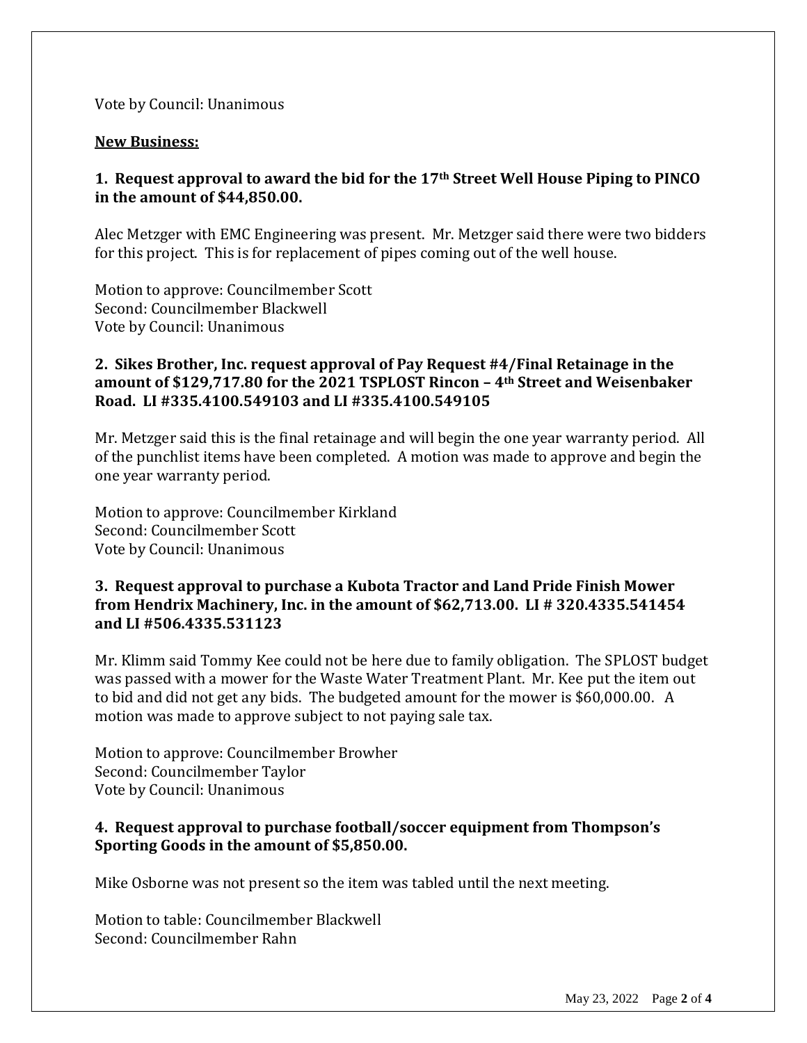Vote by Council: Unanimous

**New Business:**

**1. Request approval to award the bid for the 17th Street Well House Piping to PINCO in the amount of $44,850.00.**

Alec Metzger with EMC Engineering was present. Mr. Metzger said there were two bidders for this project. This is for replacement of pipes coming out of the well house.

Motion to approve: Councilmember Scott
Second: Councilmember Blackwell
Vote by Council: Unanimous

**2. Sikes Brother, Inc. request approval of Pay Request #4/Final Retainage in the amount of $129,717.80 for the 2021 TSPLOST Rincon – 4th Street and Weisenbaker Road. LI #335.4100.549103 and LI #335.4100.549105**

Mr. Metzger said this is the final retainage and will begin the one year warranty period. All of the punchlist items have been completed. A motion was made to approve and begin the one year warranty period.

Motion to approve: Councilmember Kirkland
Second: Councilmember Scott
Vote by Council: Unanimous

**3. Request approval to purchase a Kubota Tractor and Land Pride Finish Mower from Hendrix Machinery, Inc. in the amount of $62,713.00. LI # 320.4335.541454 and LI #506.4335.531123**

Mr. Klimm said Tommy Kee could not be here due to family obligation. The SPLOST budget was passed with a mower for the Waste Water Treatment Plant. Mr. Kee put the item out to bid and did not get any bids. The budgeted amount for the mower is $60,000.00. A motion was made to approve subject to not paying sale tax.

Motion to approve: Councilmember Browher
Second: Councilmember Taylor
Vote by Council: Unanimous

**4. Request approval to purchase football/soccer equipment from Thompson's Sporting Goods in the amount of $5,850.00.**

Mike Osborne was not present so the item was tabled until the next meeting.

Motion to table: Councilmember Blackwell
Second: Councilmember Rahn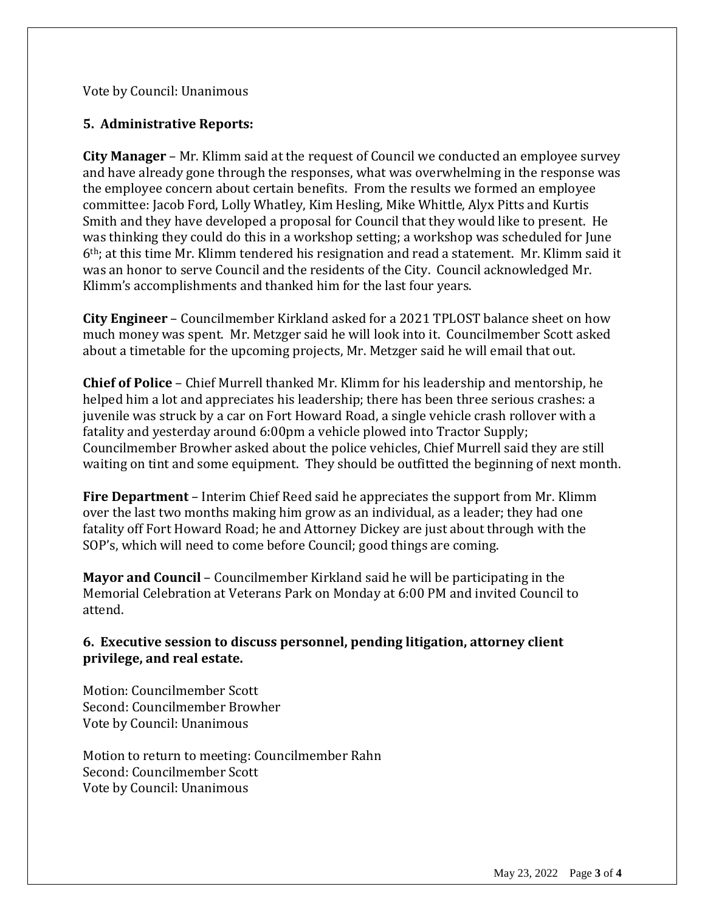Vote by Council: Unanimous

## 5. Administrative Reports:

**City Manager** – Mr. Klimm said at the request of Council we conducted an employee survey and have already gone through the responses, what was overwhelming in the response was the employee concern about certain benefits. From the results we formed an employee committee: Jacob Ford, Lolly Whatley, Kim Hesling, Mike Whittle, Alyx Pitts and Kurtis Smith and they have developed a proposal for Council that they would like to present. He was thinking they could do this in a workshop setting; a workshop was scheduled for June 6th; at this time Mr. Klimm tendered his resignation and read a statement. Mr. Klimm said it was an honor to serve Council and the residents of the City. Council acknowledged Mr. Klimm's accomplishments and thanked him for the last four years.

**City Engineer** – Councilmember Kirkland asked for a 2021 TPLOST balance sheet on how much money was spent. Mr. Metzger said he will look into it. Councilmember Scott asked about a timetable for the upcoming projects, Mr. Metzger said he will email that out.

**Chief of Police** – Chief Murrell thanked Mr. Klimm for his leadership and mentorship, he helped him a lot and appreciates his leadership; there has been three serious crashes: a juvenile was struck by a car on Fort Howard Road, a single vehicle crash rollover with a fatality and yesterday around 6:00pm a vehicle plowed into Tractor Supply; Councilmember Browher asked about the police vehicles, Chief Murrell said they are still waiting on tint and some equipment. They should be outfitted the beginning of next month.

**Fire Department** – Interim Chief Reed said he appreciates the support from Mr. Klimm over the last two months making him grow as an individual, as a leader; they had one fatality off Fort Howard Road; he and Attorney Dickey are just about through with the SOP's, which will need to come before Council; good things are coming.

**Mayor and Council** – Councilmember Kirkland said he will be participating in the Memorial Celebration at Veterans Park on Monday at 6:00 PM and invited Council to attend.

## 6. Executive session to discuss personnel, pending litigation, attorney client privilege, and real estate.

Motion: Councilmember Scott
Second: Councilmember Browher
Vote by Council: Unanimous

Motion to return to meeting: Councilmember Rahn
Second: Councilmember Scott
Vote by Council: Unanimous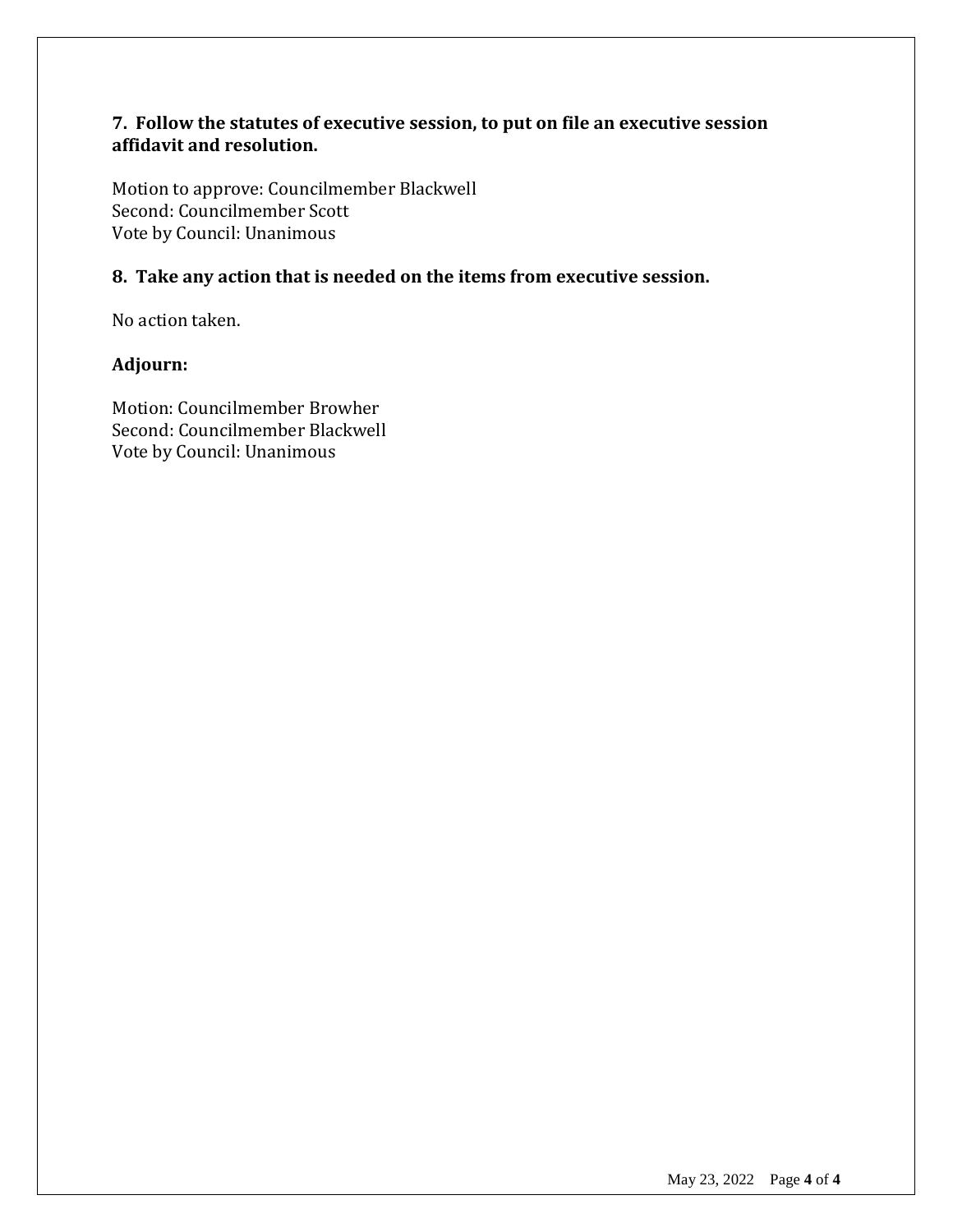**7. Follow the statutes of executive session, to put on file an executive session affidavit and resolution.**

Motion to approve: Councilmember Blackwell
Second: Councilmember Scott
Vote by Council: Unanimous

**8. Take any action that is needed on the items from executive session.**

No action taken.

**Adjourn:**

Motion: Councilmember Browher
Second: Councilmember Blackwell
Vote by Council: Unanimous